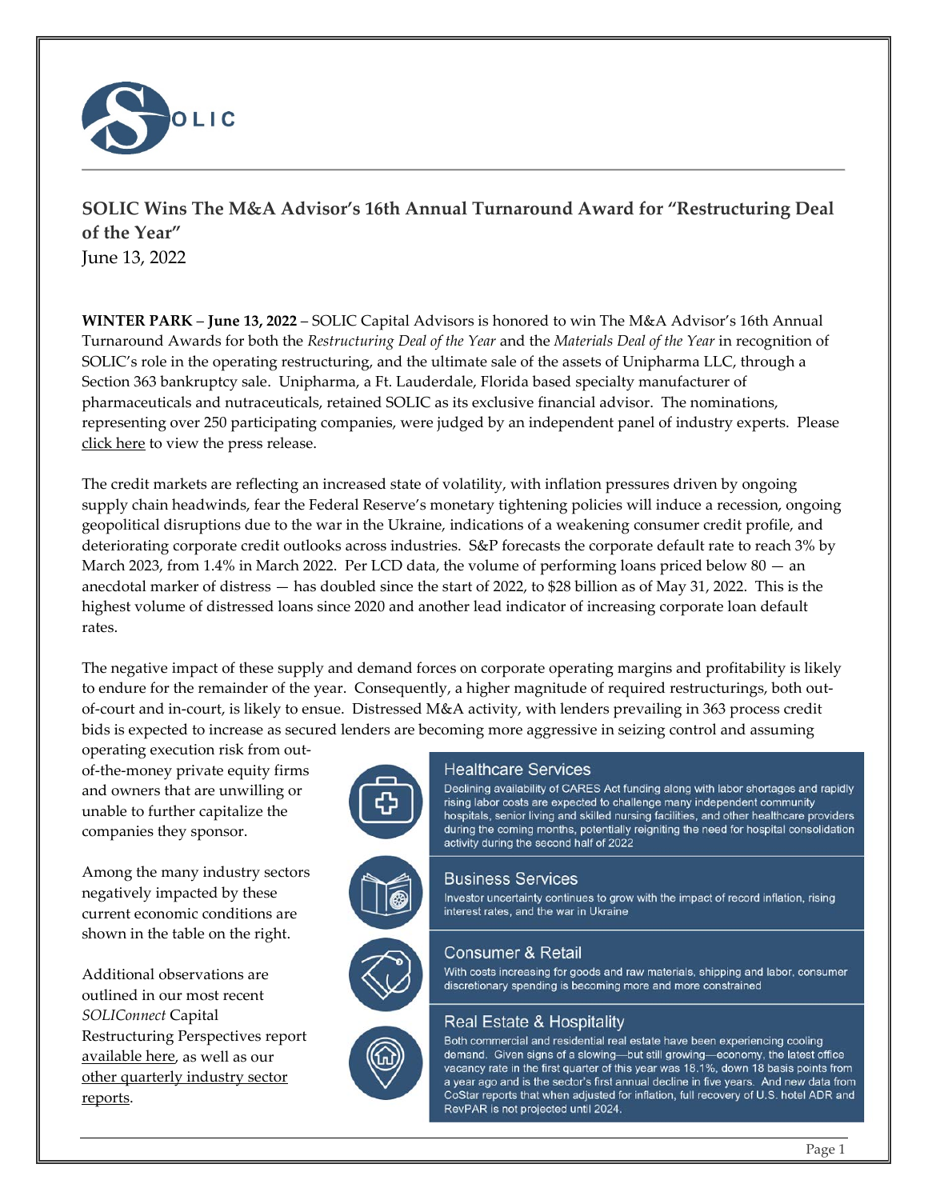# SOLIC Wins The M&A Advisor's 16th Annual Turnaround Award for "Restructuring Deal of the Year"

June 13, 2022

**WINTER PARK** – **June 13, 2022** – SOLIC Capital Advisors is honored to win The M&A Advisor's 16th Annual Turnaround Awards for both the *Restructuring Deal of the Year* and the *Materials Deal of the Year* in recognition of SOLIC's role in the operating restructuring, and the ultimate sale of the assets of Unipharma LLC, through a Section 363 bankruptcy sale. Unipharma, a Ft. Lauderdale, Florida based specialty manufacturer of pharmaceuticals and nutraceuticals, retained SOLIC as its exclusive financial advisor. The nominations, representing over 250 participating companies, were judged by an independent panel of industry experts. Please click here to view the press release.

The credit markets are reflecting an increased state of volatility, with inflation pressures driven by ongoing supply chain headwinds, fear the Federal Reserve's monetary tightening policies will induce a recession, ongoing geopolitical disruptions due to the war in the Ukraine, indications of a weakening consumer credit profile, and deteriorating corporate credit outlooks across industries. S&P forecasts the corporate default rate to reach 3% by March 2023, from 1.4% in March 2022. Per LCD data, the volume of performing loans priced below 80 — an anecdotal marker of distress — has doubled since the start of 2022, to $28 billion as of May 31, 2022. This is the highest volume of distressed loans since 2020 and another lead indicator of increasing corporate loan default rates.

The negative impact of these supply and demand forces on corporate operating margins and profitability is likely to endure for the remainder of the year. Consequently, a higher magnitude of required restructurings, both out-of-court and in-court, is likely to ensue. Distressed M&A activity, with lenders prevailing in 363 process credit bids is expected to increase as secured lenders are becoming more aggressive in seizing control and assuming operating execution risk from out-of-the-money private equity firms and owners that are unwilling or unable to further capitalize the companies they sponsor.

Among the many industry sectors negatively impacted by these current economic conditions are shown in the table on the right.

Additional observations are outlined in our most recent *SOLIConnect* Capital Restructuring Perspectives report available here, as well as our other quarterly industry sector reports.

| Sector | Observations |
|---|---|
| Healthcare Services | Declining availability of CARES Act funding along with labor shortages and rapidly rising labor costs are expected to challenge many independent community hospitals, senior living and skilled nursing facilities, and other healthcare providers during the coming months, potentially reigniting the need for hospital consolidation activity during the second half of 2022 |
| Business Services | Investor uncertainty continues to grow with the impact of record inflation, rising interest rates, and the war in Ukraine |
| Consumer & Retail | With costs increasing for goods and raw materials, shipping and labor, consumer discretionary spending is becoming more and more constrained |
| Real Estate & Hospitality | Both commercial and residential real estate have been experiencing cooling demand. Given signs of a slowing—but still growing—economy, the latest office vacancy rate in the first quarter of this year was 18.1%, down 18 basis points from a year ago and is the sector's first annual decline in five years. And new data from CoStar reports that when adjusted for inflation, full recovery of U.S. hotel ADR and RevPAR is not projected until 2024. |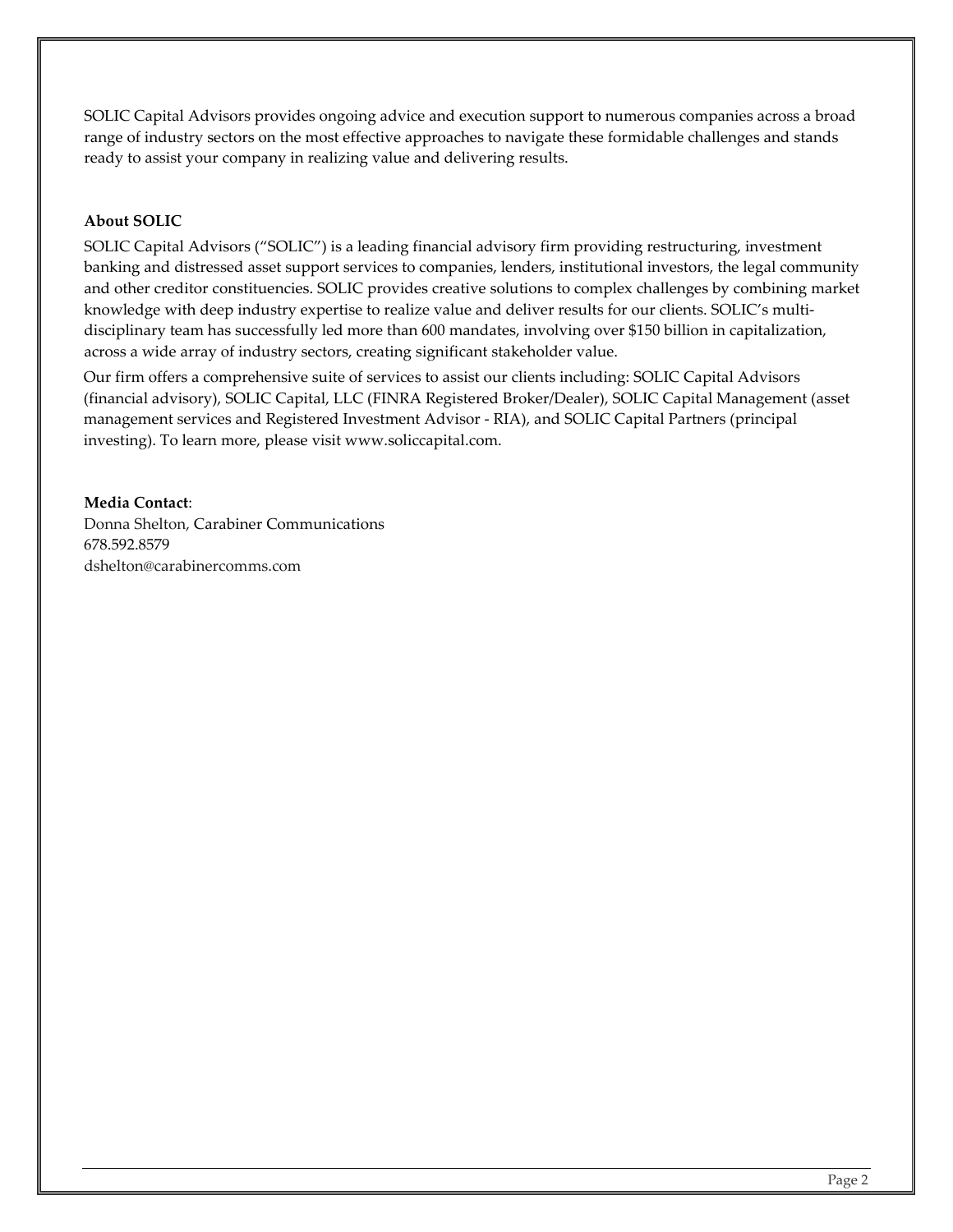SOLIC Capital Advisors provides ongoing advice and execution support to numerous companies across a broad range of industry sectors on the most effective approaches to navigate these formidable challenges and stands ready to assist your company in realizing value and delivering results.

**About SOLIC**

SOLIC Capital Advisors ("SOLIC") is a leading financial advisory firm providing restructuring, investment banking and distressed asset support services to companies, lenders, institutional investors, the legal community and other creditor constituencies. SOLIC provides creative solutions to complex challenges by combining market knowledge with deep industry expertise to realize value and deliver results for our clients. SOLIC's multi-disciplinary team has successfully led more than 600 mandates, involving over $150 billion in capitalization, across a wide array of industry sectors, creating significant stakeholder value.

Our firm offers a comprehensive suite of services to assist our clients including: SOLIC Capital Advisors (financial advisory), SOLIC Capital, LLC (FINRA Registered Broker/Dealer), SOLIC Capital Management (asset management services and Registered Investment Advisor - RIA), and SOLIC Capital Partners (principal investing). To learn more, please visit www.soliccapital.com.

**Media Contact**:
Donna Shelton, Carabiner Communications
678.592.8579
dshelton@carabinercomms.com